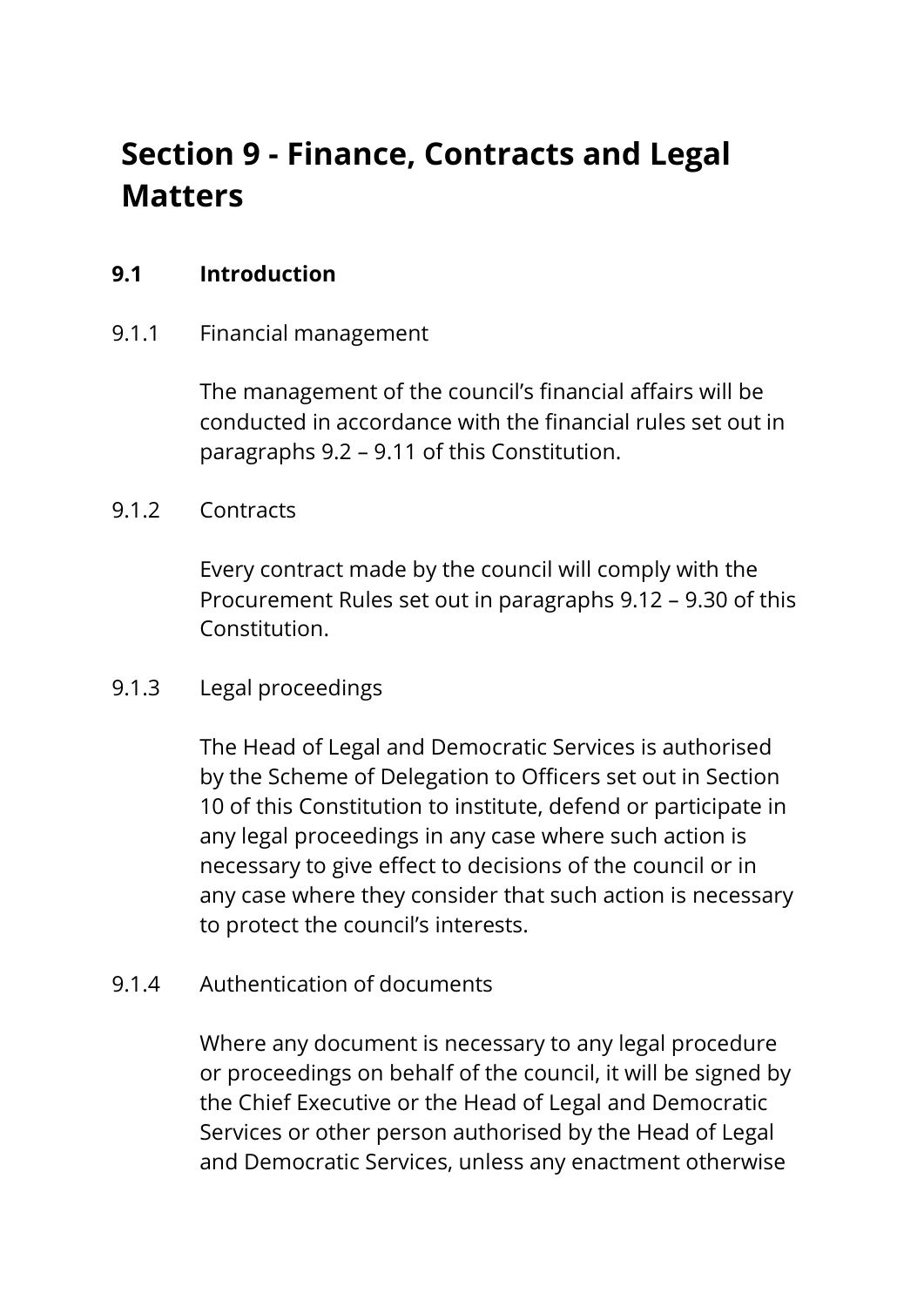# Section 9 - Finance, Contracts and Legal Matters

**9.1 Introduction**

9.1.1 Financial management

The management of the council's financial affairs will be conducted in accordance with the financial rules set out in paragraphs 9.2 – 9.11 of this Constitution.

9.1.2 Contracts

Every contract made by the council will comply with the Procurement Rules set out in paragraphs 9.12 – 9.30 of this Constitution.

9.1.3 Legal proceedings

The Head of Legal and Democratic Services is authorised by the Scheme of Delegation to Officers set out in Section 10 of this Constitution to institute, defend or participate in any legal proceedings in any case where such action is necessary to give effect to decisions of the council or in any case where they consider that such action is necessary to protect the council's interests.

9.1.4 Authentication of documents

Where any document is necessary to any legal procedure or proceedings on behalf of the council, it will be signed by the Chief Executive or the Head of Legal and Democratic Services or other person authorised by the Head of Legal and Democratic Services, unless any enactment otherwise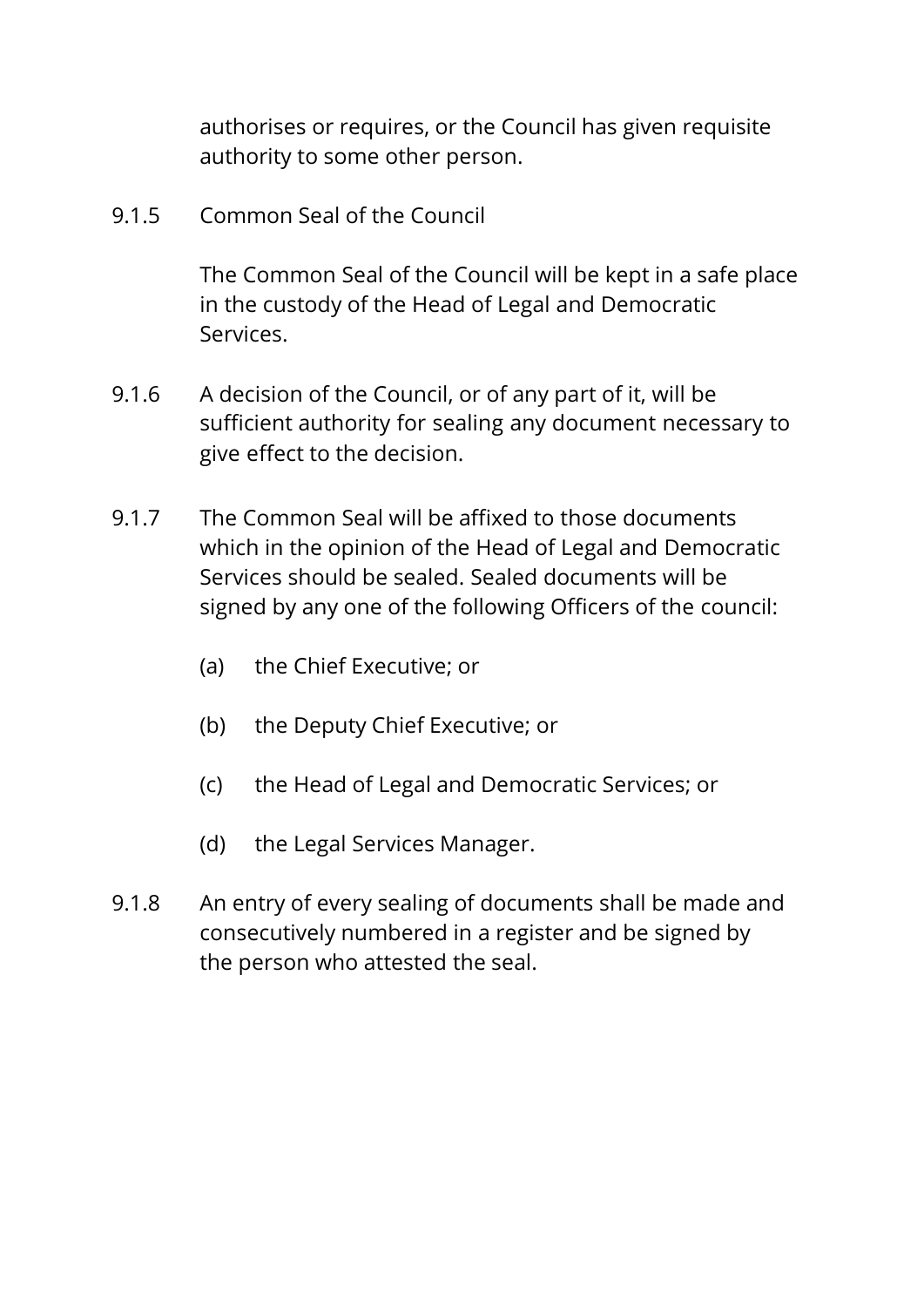authorises or requires, or the Council has given requisite authority to some other person.

9.1.5 Common Seal of the Council

The Common Seal of the Council will be kept in a safe place in the custody of the Head of Legal and Democratic Services.

9.1.6 A decision of the Council, or of any part of it, will be sufficient authority for sealing any document necessary to give effect to the decision.

9.1.7 The Common Seal will be affixed to those documents which in the opinion of the Head of Legal and Democratic Services should be sealed. Sealed documents will be signed by any one of the following Officers of the council:

- (a) the Chief Executive; or
- (b) the Deputy Chief Executive; or
- (c) the Head of Legal and Democratic Services; or
- (d) the Legal Services Manager.

9.1.8 An entry of every sealing of documents shall be made and consecutively numbered in a register and be signed by the person who attested the seal.